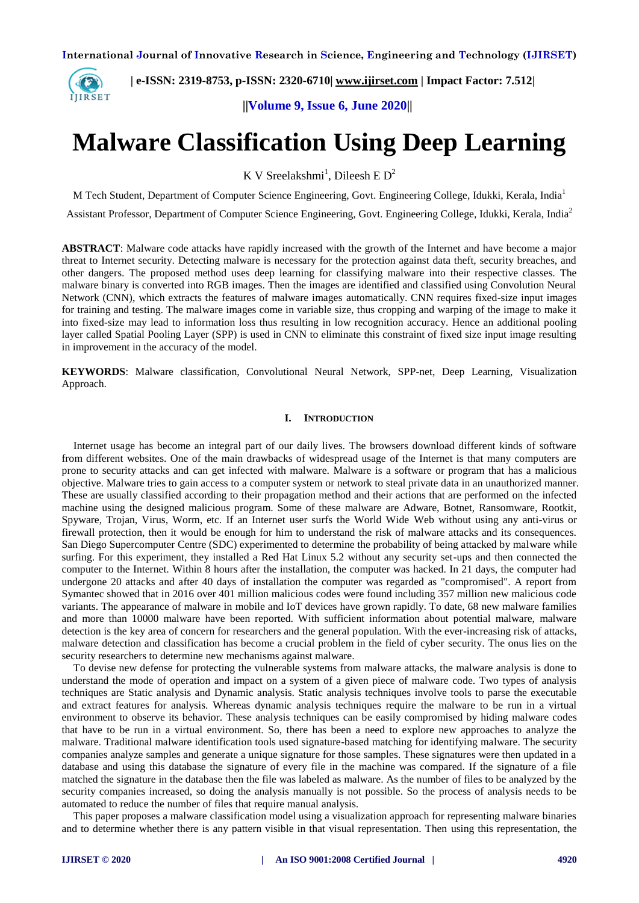# Malware Classification Using Deep Learning

K V Sreelakshmi[1], Dileesh E D[2]

M Tech Student, Department of Computer Science Engineering, Govt. Engineering College, Idukki, Kerala, India[1]

Assistant Professor, Department of Computer Science Engineering, Govt. Engineering College, Idukki, Kerala, India[2]

**ABSTRACT**: Malware code attacks have rapidly increased with the growth of the Internet and have become a major threat to Internet security. Detecting malware is necessary for the protection against data theft, security breaches, and other dangers. The proposed method uses deep learning for classifying malware into their respective classes. The malware binary is converted into RGB images. Then the images are identified and classified using Convolution Neural Network (CNN), which extracts the features of malware images automatically. CNN requires fixed-size input images for training and testing. The malware images come in variable size, thus cropping and warping of the image to make it into fixed-size may lead to information loss thus resulting in low recognition accuracy. Hence an additional pooling layer called Spatial Pooling Layer (SPP) is used in CNN to eliminate this constraint of fixed size input image resulting in improvement in the accuracy of the model.

**KEYWORDS**: Malware classification, Convolutional Neural Network, SPP-net, Deep Learning, Visualization Approach.

## I. INTRODUCTION

Internet usage has become an integral part of our daily lives. The browsers download different kinds of software from different websites. One of the main drawbacks of widespread usage of the Internet is that many computers are prone to security attacks and can get infected with malware. Malware is a software or program that has a malicious objective. Malware tries to gain access to a computer system or network to steal private data in an unauthorized manner. These are usually classified according to their propagation method and their actions that are performed on the infected machine using the designed malicious program. Some of these malware are Adware, Botnet, Ransomware, Rootkit, Spyware, Trojan, Virus, Worm, etc. If an Internet user surfs the World Wide Web without using any anti-virus or firewall protection, then it would be enough for him to understand the risk of malware attacks and its consequences. San Diego Supercomputer Centre (SDC) experimented to determine the probability of being attacked by malware while surfing. For this experiment, they installed a Red Hat Linux 5.2 without any security set-ups and then connected the computer to the Internet. Within 8 hours after the installation, the computer was hacked. In 21 days, the computer had undergone 20 attacks and after 40 days of installation the computer was regarded as "compromised". A report from Symantec showed that in 2016 over 401 million malicious codes were found including 357 million new malicious code variants. The appearance of malware in mobile and IoT devices have grown rapidly. To date, 68 new malware families and more than 10000 malware have been reported. With sufficient information about potential malware, malware detection is the key area of concern for researchers and the general population. With the ever-increasing risk of attacks, malware detection and classification has become a crucial problem in the field of cyber security. The onus lies on the security researchers to determine new mechanisms against malware.

To devise new defense for protecting the vulnerable systems from malware attacks, the malware analysis is done to understand the mode of operation and impact on a system of a given piece of malware code. Two types of analysis techniques are Static analysis and Dynamic analysis. Static analysis techniques involve tools to parse the executable and extract features for analysis. Whereas dynamic analysis techniques require the malware to be run in a virtual environment to observe its behavior. These analysis techniques can be easily compromised by hiding malware codes that have to be run in a virtual environment. So, there has been a need to explore new approaches to analyze the malware. Traditional malware identification tools used signature-based matching for identifying malware. The security companies analyze samples and generate a unique signature for those samples. These signatures were then updated in a database and using this database the signature of every file in the machine was compared. If the signature of a file matched the signature in the database then the file was labeled as malware. As the number of files to be analyzed by the security companies increased, so doing the analysis manually is not possible. So the process of analysis needs to be automated to reduce the number of files that require manual analysis.

This paper proposes a malware classification model using a visualization approach for representing malware binaries and to determine whether there is any pattern visible in that visual representation. Then using this representation, the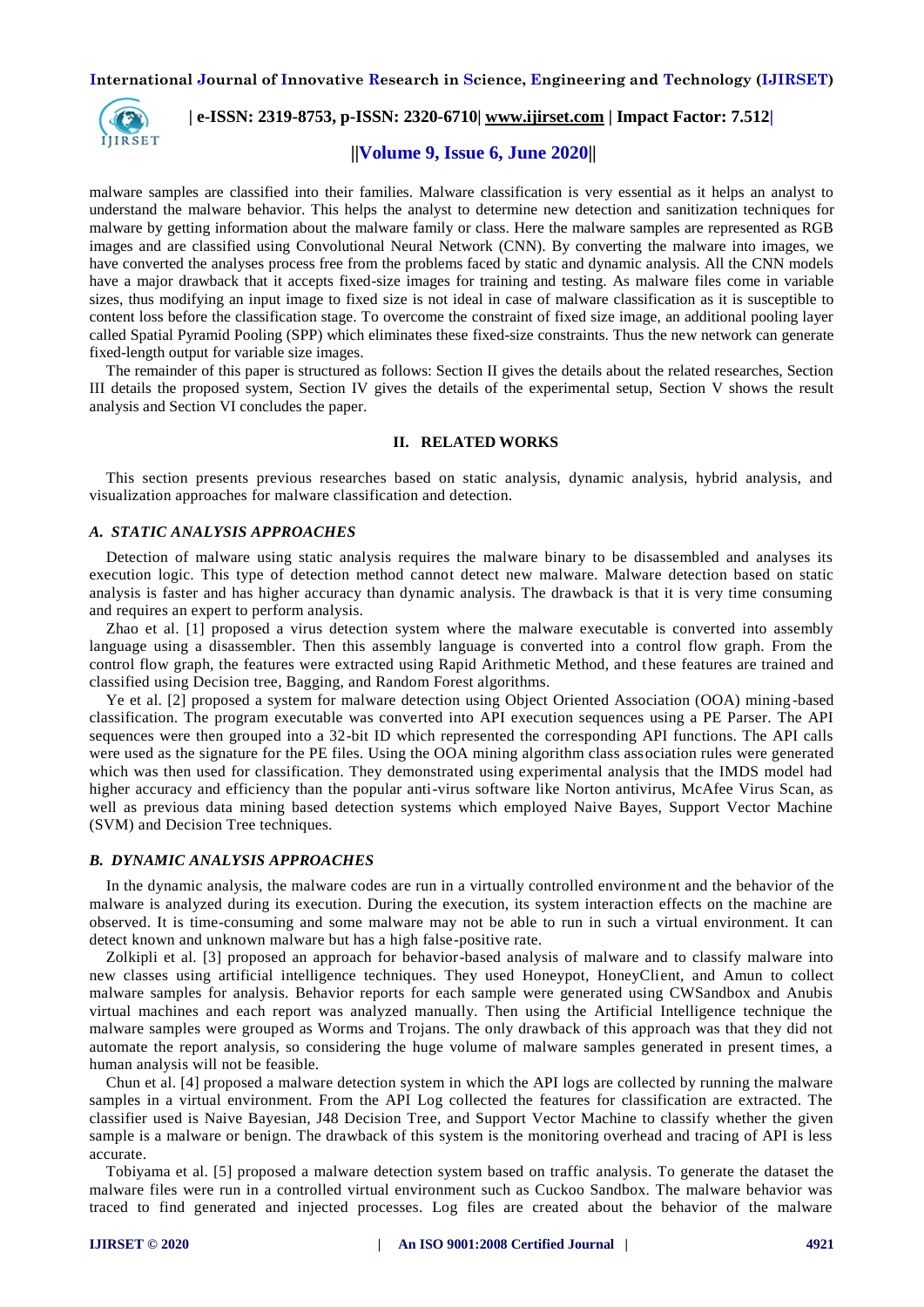malware samples are classified into their families. Malware classification is very essential as it helps an analyst to understand the malware behavior. This helps the analyst to determine new detection and sanitization techniques for malware by getting information about the malware family or class. Here the malware samples are represented as RGB images and are classified using Convolutional Neural Network (CNN). By converting the malware into images, we have converted the analyses process free from the problems faced by static and dynamic analysis. All the CNN models have a major drawback that it accepts fixed-size images for training and testing. As malware files come in variable sizes, thus modifying an input image to fixed size is not ideal in case of malware classification as it is susceptible to content loss before the classification stage. To overcome the constraint of fixed size image, an additional pooling layer called Spatial Pyramid Pooling (SPP) which eliminates these fixed-size constraints. Thus the new network can generate fixed-length output for variable size images.

The remainder of this paper is structured as follows: Section II gives the details about the related researches, Section III details the proposed system, Section IV gives the details of the experimental setup, Section V shows the result analysis and Section VI concludes the paper.

## II. RELATED WORKS

This section presents previous researches based on static analysis, dynamic analysis, hybrid analysis, and visualization approaches for malware classification and detection.

### *A. STATIC ANALYSIS APPROACHES*

Detection of malware using static analysis requires the malware binary to be disassembled and analyses its execution logic. This type of detection method cannot detect new malware. Malware detection based on static analysis is faster and has higher accuracy than dynamic analysis. The drawback is that it is very time consuming and requires an expert to perform analysis.

Zhao et al. [1] proposed a virus detection system where the malware executable is converted into assembly language using a disassembler. Then this assembly language is converted into a control flow graph. From the control flow graph, the features were extracted using Rapid Arithmetic Method, and these features are trained and classified using Decision tree, Bagging, and Random Forest algorithms.

Ye et al. [2] proposed a system for malware detection using Object Oriented Association (OOA) mining-based classification. The program executable was converted into API execution sequences using a PE Parser. The API sequences were then grouped into a 32-bit ID which represented the corresponding API functions. The API calls were used as the signature for the PE files. Using the OOA mining algorithm class association rules were generated which was then used for classification. They demonstrated using experimental analysis that the IMDS model had higher accuracy and efficiency than the popular anti-virus software like Norton antivirus, McAfee Virus Scan, as well as previous data mining based detection systems which employed Naive Bayes, Support Vector Machine (SVM) and Decision Tree techniques.

### *B. DYNAMIC ANALYSIS APPROACHES*

In the dynamic analysis, the malware codes are run in a virtually controlled environment and the behavior of the malware is analyzed during its execution. During the execution, its system interaction effects on the machine are observed. It is time-consuming and some malware may not be able to run in such a virtual environment. It can detect known and unknown malware but has a high false-positive rate.

Zolkipli et al. [3] proposed an approach for behavior-based analysis of malware and to classify malware into new classes using artificial intelligence techniques. They used Honeypot, HoneyClient, and Amun to collect malware samples for analysis. Behavior reports for each sample were generated using CWSandbox and Anubis virtual machines and each report was analyzed manually. Then using the Artificial Intelligence technique the malware samples were grouped as Worms and Trojans. The only drawback of this approach was that they did not automate the report analysis, so considering the huge volume of malware samples generated in present times, a human analysis will not be feasible.

Chun et al. [4] proposed a malware detection system in which the API logs are collected by running the malware samples in a virtual environment. From the API Log collected the features for classification are extracted. The classifier used is Naive Bayesian, J48 Decision Tree, and Support Vector Machine to classify whether the given sample is a malware or benign. The drawback of this system is the monitoring overhead and tracing of API is less accurate.

Tobiyama et al. [5] proposed a malware detection system based on traffic analysis. To generate the dataset the malware files were run in a controlled virtual environment such as Cuckoo Sandbox. The malware behavior was traced to find generated and injected processes. Log files are created about the behavior of the malware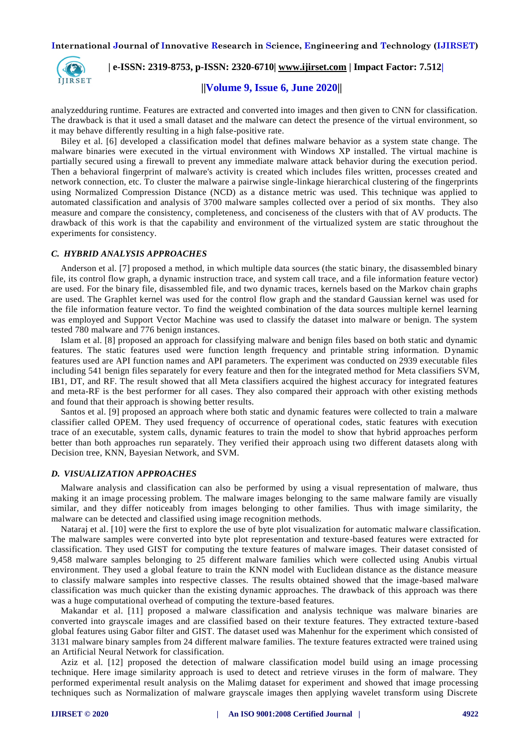analyzedduring runtime. Features are extracted and converted into images and then given to CNN for classification. The drawback is that it used a small dataset and the malware can detect the presence of the virtual environment, so it may behave differently resulting in a high false-positive rate.

Biley et al. [6] developed a classification model that defines malware behavior as a system state change. The malware binaries were executed in the virtual environment with Windows XP installed. The virtual machine is partially secured using a firewall to prevent any immediate malware attack behavior during the execution period. Then a behavioral fingerprint of malware's activity is created which includes files written, processes created and network connection, etc. To cluster the malware a pairwise single-linkage hierarchical clustering of the fingerprints using Normalized Compression Distance (NCD) as a distance metric was used. This technique was applied to automated classification and analysis of 3700 malware samples collected over a period of six months. They also measure and compare the consistency, completeness, and conciseness of the clusters with that of AV products. The drawback of this work is that the capability and environment of the virtualized system are static throughout the experiments for consistency.

### *C. HYBRID ANALYSIS APPROACHES*

Anderson et al. [7] proposed a method, in which multiple data sources (the static binary, the disassembled binary file, its control flow graph, a dynamic instruction trace, and system call trace, and a file information feature vector) are used. For the binary file, disassembled file, and two dynamic traces, kernels based on the Markov chain graphs are used. The Graphlet kernel was used for the control flow graph and the standard Gaussian kernel was used for the file information feature vector. To find the weighted combination of the data sources multiple kernel learning was employed and Support Vector Machine was used to classify the dataset into malware or benign. The system tested 780 malware and 776 benign instances.

Islam et al. [8] proposed an approach for classifying malware and benign files based on both static and dynamic features. The static features used were function length frequency and printable string information. Dynamic features used are API function names and API parameters. The experiment was conducted on 2939 executable files including 541 benign files separately for every feature and then for the integrated method for Meta classifiers SVM, IB1, DT, and RF. The result showed that all Meta classifiers acquired the highest accuracy for integrated features and meta-RF is the best performer for all cases. They also compared their approach with other existing methods and found that their approach is showing better results.

Santos et al. [9] proposed an approach where both static and dynamic features were collected to train a malware classifier called OPEM. They used frequency of occurrence of operational codes, static features with execution trace of an executable, system calls, dynamic features to train the model to show that hybrid approaches perform better than both approaches run separately. They verified their approach using two different datasets along with Decision tree, KNN, Bayesian Network, and SVM.

### *D. VISUALIZATION APPROACHES*

Malware analysis and classification can also be performed by using a visual representation of malware, thus making it an image processing problem. The malware images belonging to the same malware family are visually similar, and they differ noticeably from images belonging to other families. Thus with image similarity, the malware can be detected and classified using image recognition methods.

Nataraj et al. [10] were the first to explore the use of byte plot visualization for automatic malware classification. The malware samples were converted into byte plot representation and texture-based features were extracted for classification. They used GIST for computing the texture features of malware images. Their dataset consisted of 9,458 malware samples belonging to 25 different malware families which were collected using Anubis virtual environment. They used a global feature to train the KNN model with Euclidean distance as the distance measure to classify malware samples into respective classes. The results obtained showed that the image-based malware classification was much quicker than the existing dynamic approaches. The drawback of this approach was there was a huge computational overhead of computing the texture-based features.

Makandar et al. [11] proposed a malware classification and analysis technique was malware binaries are converted into grayscale images and are classified based on their texture features. They extracted texture-based global features using Gabor filter and GIST. The dataset used was Mahenhur for the experiment which consisted of 3131 malware binary samples from 24 different malware families. The texture features extracted were trained using an Artificial Neural Network for classification.

Aziz et al. [12] proposed the detection of malware classification model build using an image processing technique. Here image similarity approach is used to detect and retrieve viruses in the form of malware. They performed experimental result analysis on the Malimg dataset for experiment and showed that image processing techniques such as Normalization of malware grayscale images then applying wavelet transform using Discrete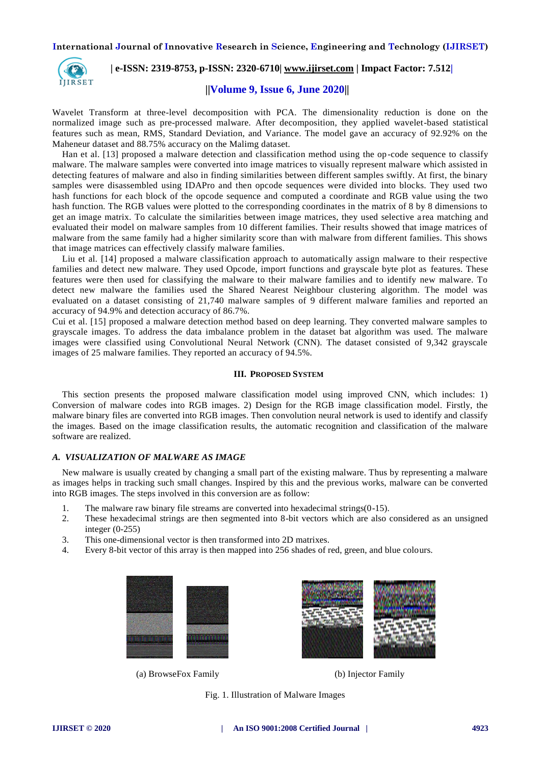Wavelet Transform at three-level decomposition with PCA. The dimensionality reduction is done on the normalized image such as pre-processed malware. After decomposition, they applied wavelet-based statistical features such as mean, RMS, Standard Deviation, and Variance. The model gave an accuracy of 92.92% on the Maheneur dataset and 88.75% accuracy on the Malimg dataset.

Han et al. [13] proposed a malware detection and classification method using the op-code sequence to classify malware. The malware samples were converted into image matrices to visually represent malware which assisted in detecting features of malware and also in finding similarities between different samples swiftly. At first, the binary samples were disassembled using IDAPro and then opcode sequences were divided into blocks. They used two hash functions for each block of the opcode sequence and computed a coordinate and RGB value using the two hash function. The RGB values were plotted to the corresponding coordinates in the matrix of 8 by 8 dimensions to get an image matrix. To calculate the similarities between image matrices, they used selective area matching and evaluated their model on malware samples from 10 different families. Their results showed that image matrices of malware from the same family had a higher similarity score than with malware from different families. This shows that image matrices can effectively classify malware families.

Liu et al. [14] proposed a malware classification approach to automatically assign malware to their respective families and detect new malware. They used Opcode, import functions and grayscale byte plot as features. These features were then used for classifying the malware to their malware families and to identify new malware. To detect new malware the families used the Shared Nearest Neighbour clustering algorithm. The model was evaluated on a dataset consisting of 21,740 malware samples of 9 different malware families and reported an accuracy of 94.9% and detection accuracy of 86.7%.

Cui et al. [15] proposed a malware detection method based on deep learning. They converted malware samples to grayscale images. To address the data imbalance problem in the dataset bat algorithm was used. The malware images were classified using Convolutional Neural Network (CNN). The dataset consisted of 9,342 grayscale images of 25 malware families. They reported an accuracy of 94.5%.

## III. Proposed System

This section presents the proposed malware classification model using improved CNN, which includes: 1) Conversion of malware codes into RGB images. 2) Design for the RGB image classification model. Firstly, the malware binary files are converted into RGB images. Then convolution neural network is used to identify and classify the images. Based on the image classification results, the automatic recognition and classification of the malware software are realized.

### *A. VISUALIZATION OF MALWARE AS IMAGE*

New malware is usually created by changing a small part of the existing malware. Thus by representing a malware as images helps in tracking such small changes. Inspired by this and the previous works, malware can be converted into RGB images. The steps involved in this conversion are as follow:

1. The malware raw binary file streams are converted into hexadecimal strings(0-15).
2. These hexadecimal strings are then segmented into 8-bit vectors which are also considered as an unsigned integer (0-255)
3. This one-dimensional vector is then transformed into 2D matrixes.
4. Every 8-bit vector of this array is then mapped into 256 shades of red, green, and blue colours.

(a) BrowseFox Family

(b) Injector Family

Fig. 1. Illustration of Malware Images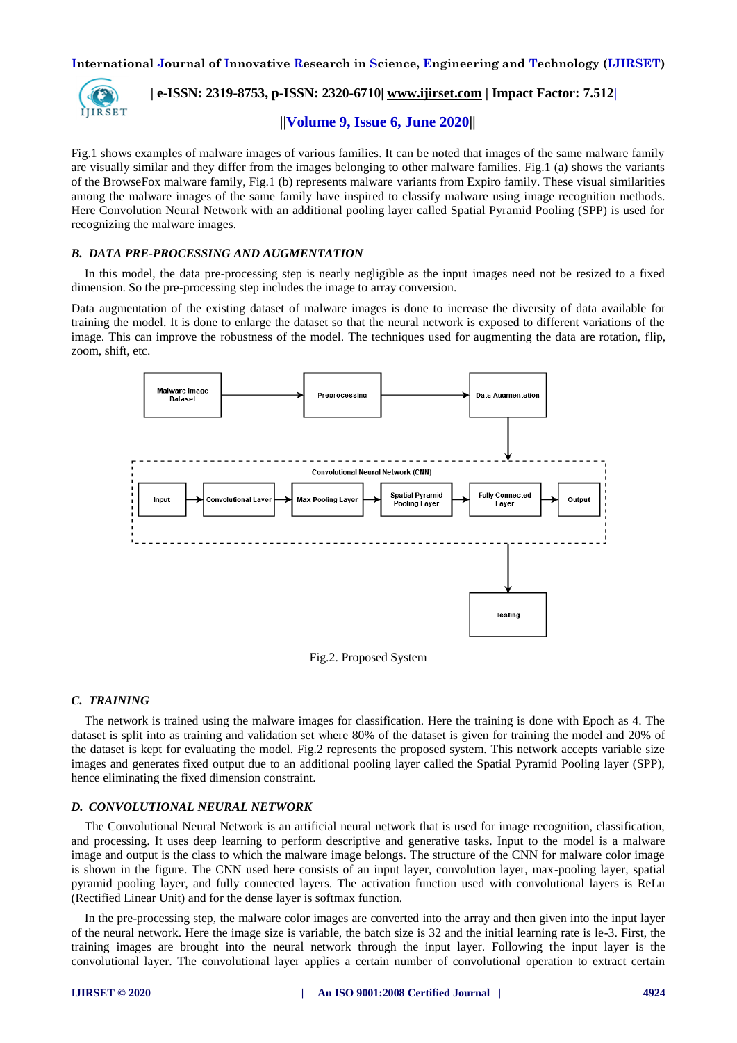Fig.1 shows examples of malware images of various families. It can be noted that images of the same malware family are visually similar and they differ from the images belonging to other malware families. Fig.1 (a) shows the variants of the BrowseFox malware family, Fig.1 (b) represents malware variants from Expiro family. These visual similarities among the malware images of the same family have inspired to classify malware using image recognition methods. Here Convolution Neural Network with an additional pooling layer called Spatial Pyramid Pooling (SPP) is used for recognizing the malware images.

### *B. DATA PRE-PROCESSING AND AUGMENTATION*

In this model, the data pre-processing step is nearly negligible as the input images need not be resized to a fixed dimension. So the pre-processing step includes the image to array conversion.

Data augmentation of the existing dataset of malware images is done to increase the diversity of data available for training the model. It is done to enlarge the dataset so that the neural network is exposed to different variations of the image. This can improve the robustness of the model. The techniques used for augmenting the data are rotation, flip, zoom, shift, etc.

Malware Image Dataset → Preprocessing → Data Augmentation

Convolutional Neural Network (CNN): Input → Convolutional Layer → Max Pooling Layer → Spatial Pyramid Pooling Layer → Fully Connected Layer → Output

Testing

Fig.2. Proposed System

### *C. TRAINING*

The network is trained using the malware images for classification. Here the training is done with Epoch as 4. The dataset is split into as training and validation set where 80% of the dataset is given for training the model and 20% of the dataset is kept for evaluating the model. Fig.2 represents the proposed system. This network accepts variable size images and generates fixed output due to an additional pooling layer called the Spatial Pyramid Pooling layer (SPP), hence eliminating the fixed dimension constraint.

### *D. CONVOLUTIONAL NEURAL NETWORK*

The Convolutional Neural Network is an artificial neural network that is used for image recognition, classification, and processing. It uses deep learning to perform descriptive and generative tasks. Input to the model is a malware image and output is the class to which the malware image belongs. The structure of the CNN for malware color image is shown in the figure. The CNN used here consists of an input layer, convolution layer, max-pooling layer, spatial pyramid pooling layer, and fully connected layers. The activation function used with convolutional layers is ReLu (Rectified Linear Unit) and for the dense layer is softmax function.

In the pre-processing step, the malware color images are converted into the array and then given into the input layer of the neural network. Here the image size is variable, the batch size is 32 and the initial learning rate is le-3. First, the training images are brought into the neural network through the input layer. Following the input layer is the convolutional layer. The convolutional layer applies a certain number of convolutional operation to extract certain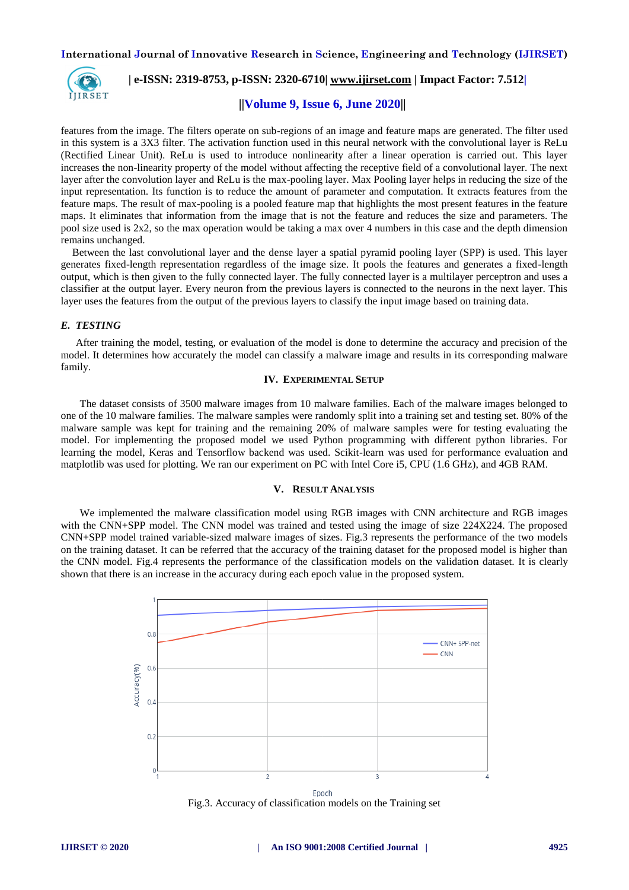features from the image. The filters operate on sub-regions of an image and feature maps are generated. The filter used in this system is a 3X3 filter. The activation function used in this neural network with the convolutional layer is ReLu (Rectified Linear Unit). ReLu is used to introduce nonlinearity after a linear operation is carried out. This layer increases the non-linearity property of the model without affecting the receptive field of a convolutional layer. The next layer after the convolution layer and ReLu is the max-pooling layer. Max Pooling layer helps in reducing the size of the input representation. Its function is to reduce the amount of parameter and computation. It extracts features from the feature maps. The result of max-pooling is a pooled feature map that highlights the most present features in the feature maps. It eliminates that information from the image that is not the feature and reduces the size and parameters. The pool size used is 2x2, so the max operation would be taking a max over 4 numbers in this case and the depth dimension remains unchanged.

Between the last convolutional layer and the dense layer a spatial pyramid pooling layer (SPP) is used. This layer generates fixed-length representation regardless of the image size. It pools the features and generates a fixed-length output, which is then given to the fully connected layer. The fully connected layer is a multilayer perceptron and uses a classifier at the output layer. Every neuron from the previous layers is connected to the neurons in the next layer. This layer uses the features from the output of the previous layers to classify the input image based on training data.

### *E. TESTING*

After training the model, testing, or evaluation of the model is done to determine the accuracy and precision of the model. It determines how accurately the model can classify a malware image and results in its corresponding malware family.

## IV. EXPERIMENTAL SETUP

The dataset consists of 3500 malware images from 10 malware families. Each of the malware images belonged to one of the 10 malware families. The malware samples were randomly split into a training set and testing set. 80% of the malware sample was kept for training and the remaining 20% of malware samples were for testing evaluating the model. For implementing the proposed model we used Python programming with different python libraries. For learning the model, Keras and Tensorflow backend was used. Scikit-learn was used for performance evaluation and matplotlib was used for plotting. We ran our experiment on PC with Intel Core i5, CPU (1.6 GHz), and 4GB RAM.

## V. RESULT ANALYSIS

We implemented the malware classification model using RGB images with CNN architecture and RGB images with the CNN+SPP model. The CNN model was trained and tested using the image of size 224X224. The proposed CNN+SPP model trained variable-sized malware images of sizes. Fig.3 represents the performance of the two models on the training dataset. It can be referred that the accuracy of the training dataset for the proposed model is higher than the CNN model. Fig.4 represents the performance of the classification models on the validation dataset. It is clearly shown that there is an increase in the accuracy during each epoch value in the proposed system.

Fig.3. Accuracy of classification models on the Training set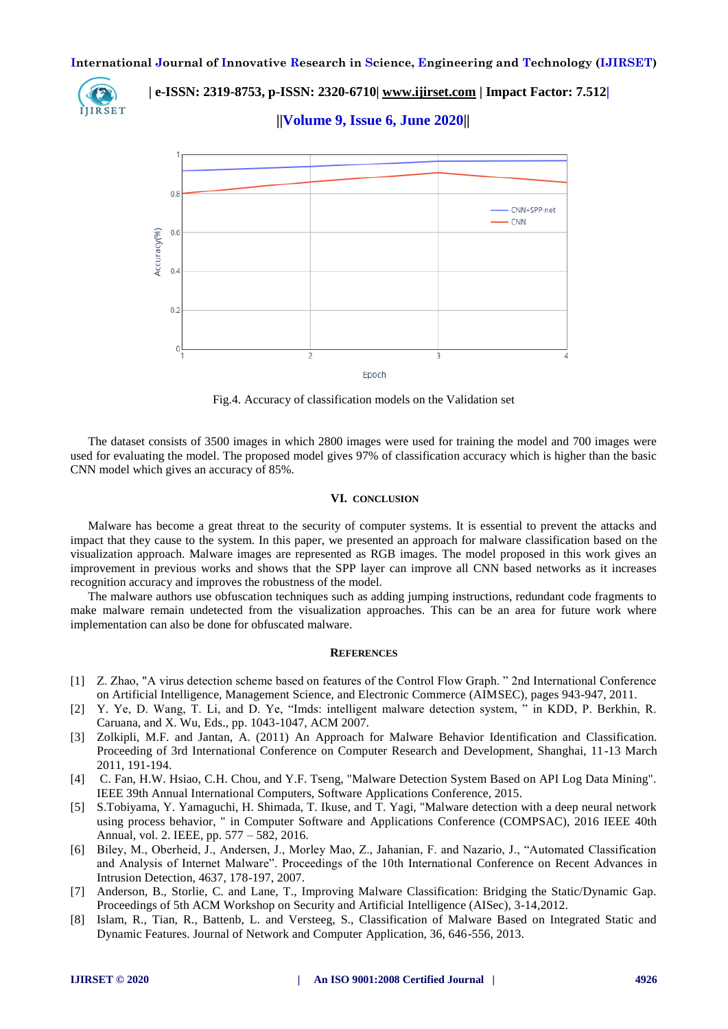Fig.4. Accuracy of classification models on the Validation set

The dataset consists of 3500 images in which 2800 images were used for training the model and 700 images were used for evaluating the model. The proposed model gives 97% of classification accuracy which is higher than the basic CNN model which gives an accuracy of 85%.

## VI. CONCLUSION

Malware has become a great threat to the security of computer systems. It is essential to prevent the attacks and impact that they cause to the system. In this paper, we presented an approach for malware classification based on the visualization approach. Malware images are represented as RGB images. The model proposed in this work gives an improvement in previous works and shows that the SPP layer can improve all CNN based networks as it increases recognition accuracy and improves the robustness of the model.

The malware authors use obfuscation techniques such as adding jumping instructions, redundant code fragments to make malware remain undetected from the visualization approaches. This can be an area for future work where implementation can also be done for obfuscated malware.

## REFERENCES

[1] Z. Zhao, "A virus detection scheme based on features of the Control Flow Graph. " 2nd International Conference on Artificial Intelligence, Management Science, and Electronic Commerce (AIMSEC), pages 943-947, 2011.

[2] Y. Ye, D. Wang, T. Li, and D. Ye, "Imds: intelligent malware detection system, " in KDD, P. Berkhin, R. Caruana, and X. Wu, Eds., pp. 1043-1047, ACM 2007.

[3] Zolkipli, M.F. and Jantan, A. (2011) An Approach for Malware Behavior Identification and Classification. Proceeding of 3rd International Conference on Computer Research and Development, Shanghai, 11-13 March 2011, 191-194.

[4] C. Fan, H.W. Hsiao, C.H. Chou, and Y.F. Tseng, "Malware Detection System Based on API Log Data Mining". IEEE 39th Annual International Computers, Software Applications Conference, 2015.

[5] S.Tobiyama, Y. Yamaguchi, H. Shimada, T. Ikuse, and T. Yagi, "Malware detection with a deep neural network using process behavior, " in Computer Software and Applications Conference (COMPSAC), 2016 IEEE 40th Annual, vol. 2. IEEE, pp. 577 – 582, 2016.

[6] Biley, M., Oberheid, J., Andersen, J., Morley Mao, Z., Jahanian, F. and Nazario, J., "Automated Classification and Analysis of Internet Malware". Proceedings of the 10th International Conference on Recent Advances in Intrusion Detection, 4637, 178-197, 2007.

[7] Anderson, B., Storlie, C. and Lane, T., Improving Malware Classification: Bridging the Static/Dynamic Gap. Proceedings of 5th ACM Workshop on Security and Artificial Intelligence (AISec), 3-14,2012.

[8] Islam, R., Tian, R., Battenb, L. and Versteeg, S., Classification of Malware Based on Integrated Static and Dynamic Features. Journal of Network and Computer Application, 36, 646-556, 2013.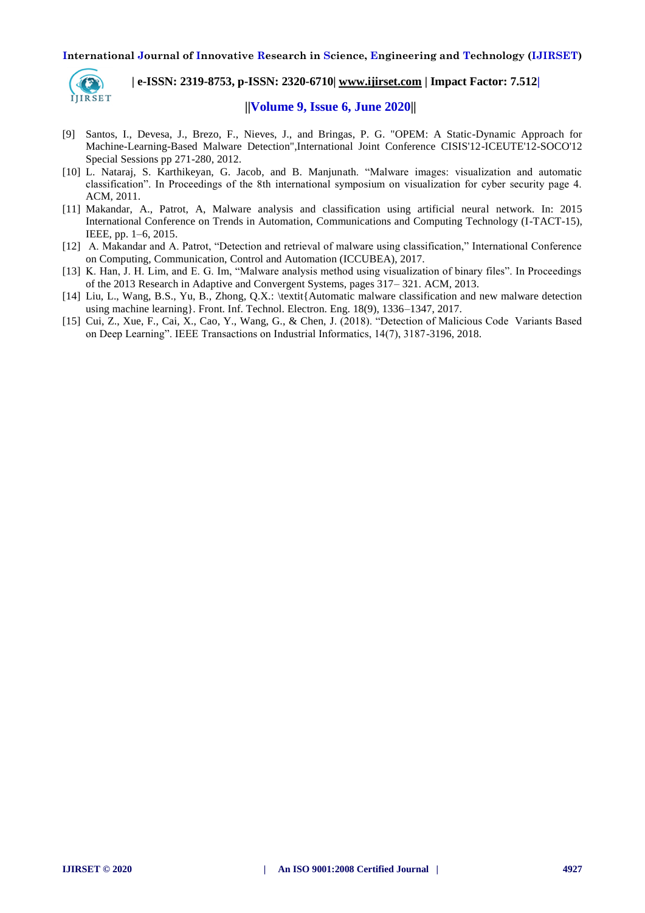[9] Santos, I., Devesa, J., Brezo, F., Nieves, J., and Bringas, P. G. "OPEM: A Static-Dynamic Approach for Machine-Learning-Based Malware Detection",International Joint Conference CISIS'12-ICEUTE'12-SOCO'12 Special Sessions pp 271-280, 2012.

[10] L. Nataraj, S. Karthikeyan, G. Jacob, and B. Manjunath. "Malware images: visualization and automatic classification". In Proceedings of the 8th international symposium on visualization for cyber security page 4. ACM, 2011.

[11] Makandar, A., Patrot, A, Malware analysis and classification using artificial neural network. In: 2015 International Conference on Trends in Automation, Communications and Computing Technology (I-TACT-15), IEEE, pp. 1–6, 2015.

[12] A. Makandar and A. Patrot, "Detection and retrieval of malware using classification," International Conference on Computing, Communication, Control and Automation (ICCUBEA), 2017.

[13] K. Han, J. H. Lim, and E. G. Im, "Malware analysis method using visualization of binary files". In Proceedings of the 2013 Research in Adaptive and Convergent Systems, pages 317– 321. ACM, 2013.

[14] Liu, L., Wang, B.S., Yu, B., Zhong, Q.X.: \textit{Automatic malware classification and new malware detection using machine learning}. Front. Inf. Technol. Electron. Eng. 18(9), 1336–1347, 2017.

[15] Cui, Z., Xue, F., Cai, X., Cao, Y., Wang, G., & Chen, J. (2018). "Detection of Malicious Code Variants Based on Deep Learning". IEEE Transactions on Industrial Informatics, 14(7), 3187-3196, 2018.